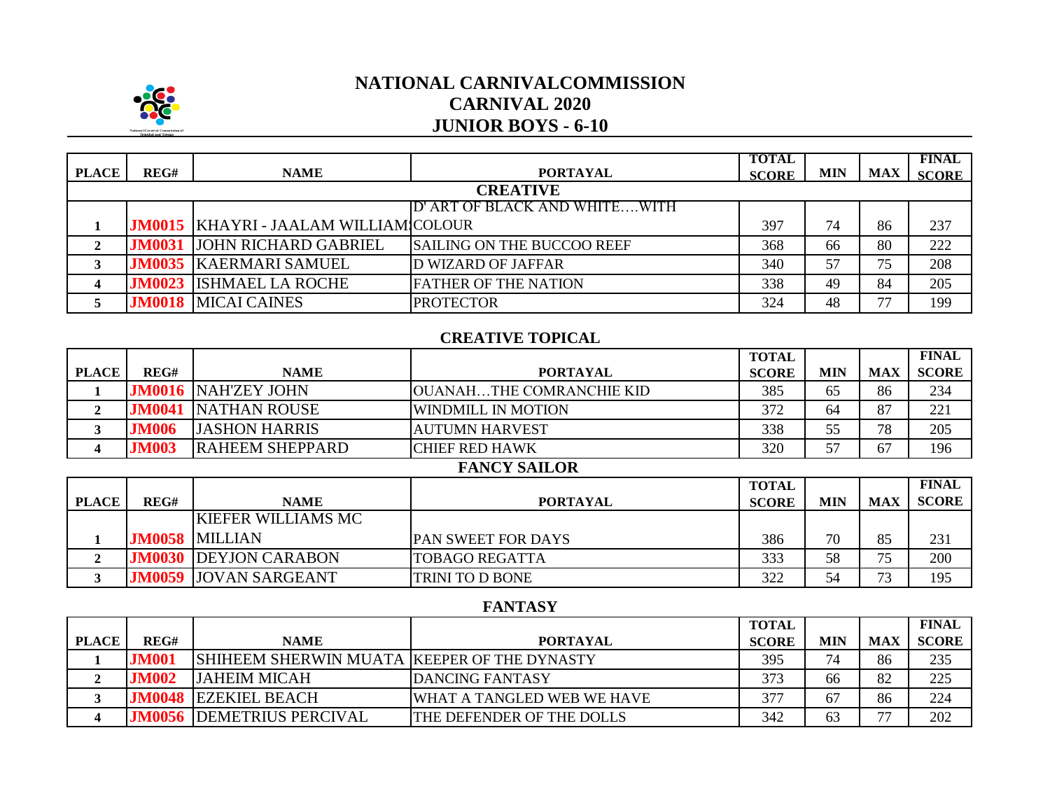# NATIONAL CARNIVALCOMMISSION
## CARNIVAL 2020
## JUNIOR BOYS - 6-10

### CREATIVE

| PLACE | REG# | NAME | PORTAYAL | TOTAL SCORE | MIN | MAX | FINAL SCORE |
|---|---|---|---|---|---|---|---|
| 1 | JM0015 | KHAYRI - JAALAM WILLIAMS | D' ART OF BLACK AND WHITE….WITH COLOUR | 397 | 74 | 86 | 237 |
| 2 | JM0031 | JOHN RICHARD GABRIEL | SAILING ON THE BUCCOO REEF | 368 | 66 | 80 | 222 |
| 3 | JM0035 | KAERMARI SAMUEL | D WIZARD OF JAFFAR | 340 | 57 | 75 | 208 |
| 4 | JM0023 | ISHMAEL LA ROCHE | FATHER OF THE NATION | 338 | 49 | 84 | 205 |
| 5 | JM0018 | MICAI CAINES | PROTECTOR | 324 | 48 | 77 | 199 |

### CREATIVE TOPICAL

| PLACE | REG# | NAME | PORTAYAL | TOTAL SCORE | MIN | MAX | FINAL SCORE |
|---|---|---|---|---|---|---|---|
| 1 | JM0016 | NAH'ZEY JOHN | OUANAH…THE COMRANCHIE KID | 385 | 65 | 86 | 234 |
| 2 | JM0041 | NATHAN ROUSE | WINDMILL IN MOTION | 372 | 64 | 87 | 221 |
| 3 | JM006 | JASHON HARRIS | AUTUMN HARVEST | 338 | 55 | 78 | 205 |
| 4 | JM003 | RAHEEM SHEPPARD | CHIEF RED HAWK | 320 | 57 | 67 | 196 |

### FANCY SAILOR

| PLACE | REG# | NAME | PORTAYAL | TOTAL SCORE | MIN | MAX | FINAL SCORE |
|---|---|---|---|---|---|---|---|
| 1 | JM0058 | KIEFER WILLIAMS MC MILLIAN | PAN SWEET FOR DAYS | 386 | 70 | 85 | 231 |
| 2 | JM0030 | DEYJON CARABON | TOBAGO REGATTA | 333 | 58 | 75 | 200 |
| 3 | JM0059 | JOVAN SARGEANT | TRINI TO D BONE | 322 | 54 | 73 | 195 |

### FANTASY

| PLACE | REG# | NAME | PORTAYAL | TOTAL SCORE | MIN | MAX | FINAL SCORE |
|---|---|---|---|---|---|---|---|
| 1 | JM001 | SHIHEEM SHERWIN MUATA | KEEPER OF THE DYNASTY | 395 | 74 | 86 | 235 |
| 2 | JM002 | JAHEIM MICAH | DANCING FANTASY | 373 | 66 | 82 | 225 |
| 3 | JM0048 | EZEKIEL BEACH | WHAT A TANGLED WEB WE HAVE | 377 | 67 | 86 | 224 |
| 4 | JM0056 | DEMETRIUS PERCIVAL | THE DEFENDER OF THE DOLLS | 342 | 63 | 77 | 202 |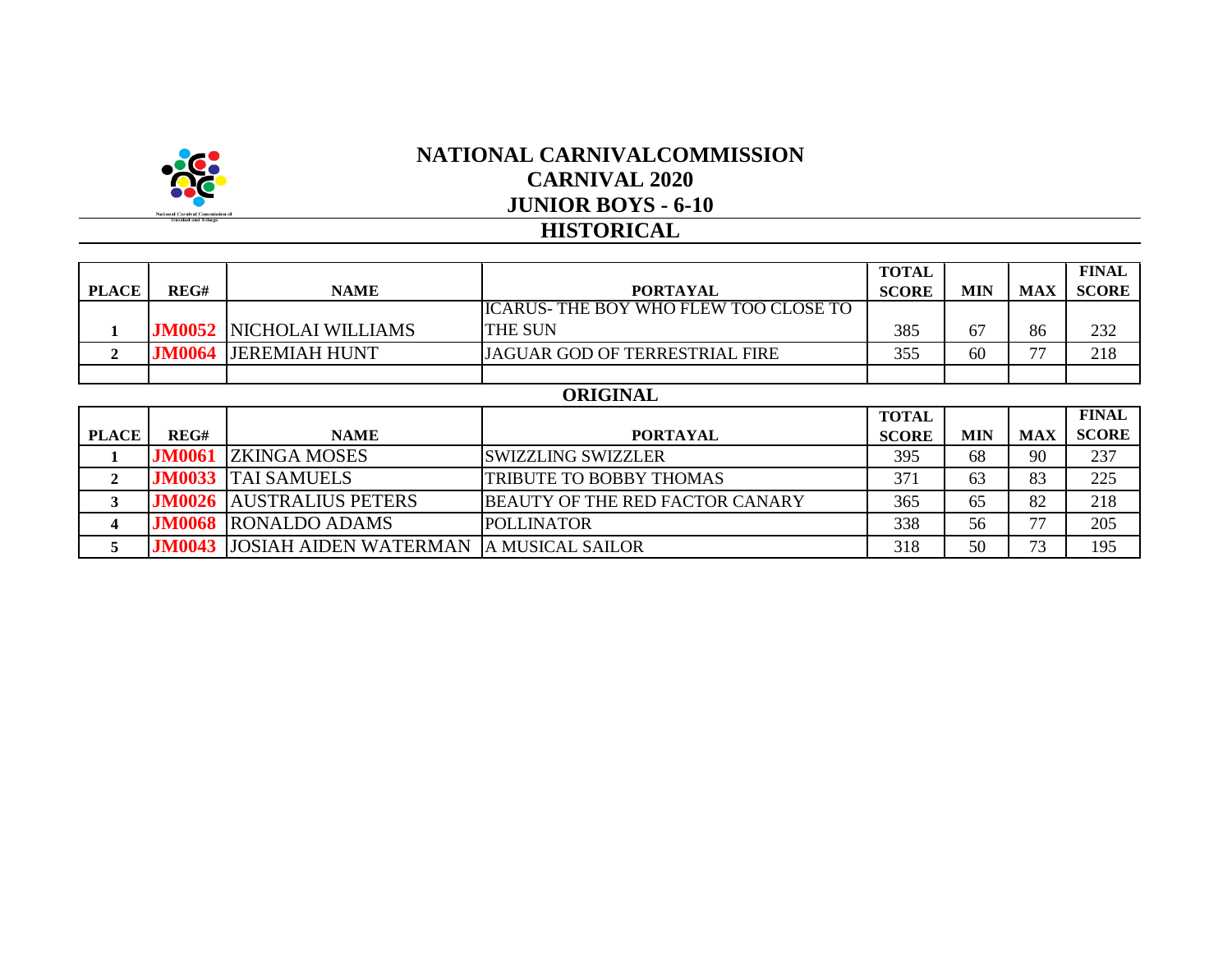# NATIONAL CARNIVALCOMMISSION

## CARNIVAL 2020

## JUNIOR BOYS - 6-10

### HISTORICAL

| PLACE | REG# | NAME | PORTAYAL | TOTAL SCORE | MIN | MAX | FINAL SCORE |
|---|---|---|---|---|---|---|---|
| 1 | JM0052 | NICHOLAI WILLIAMS | ICARUS- THE BOY WHO FLEW TOO CLOSE TO THE SUN | 385 | 67 | 86 | 232 |
| 2 | JM0064 | JEREMIAH HUNT | JAGUAR GOD OF TERRESTRIAL FIRE | 355 | 60 | 77 | 218 |
| | | | | | | | |

### ORIGINAL

| PLACE | REG# | NAME | PORTAYAL | TOTAL SCORE | MIN | MAX | FINAL SCORE |
|---|---|---|---|---|---|---|---|
| 1 | JM0061 | ZKINGA MOSES | SWIZZLING SWIZZLER | 395 | 68 | 90 | 237 |
| 2 | JM0033 | TAI SAMUELS | TRIBUTE TO BOBBY THOMAS | 371 | 63 | 83 | 225 |
| 3 | JM0026 | AUSTRALIUS PETERS | BEAUTY OF THE RED FACTOR CANARY | 365 | 65 | 82 | 218 |
| 4 | JM0068 | RONALDO ADAMS | POLLINATOR | 338 | 56 | 77 | 205 |
| 5 | JM0043 | JOSIAH AIDEN WATERMAN | A MUSICAL SAILOR | 318 | 50 | 73 | 195 |